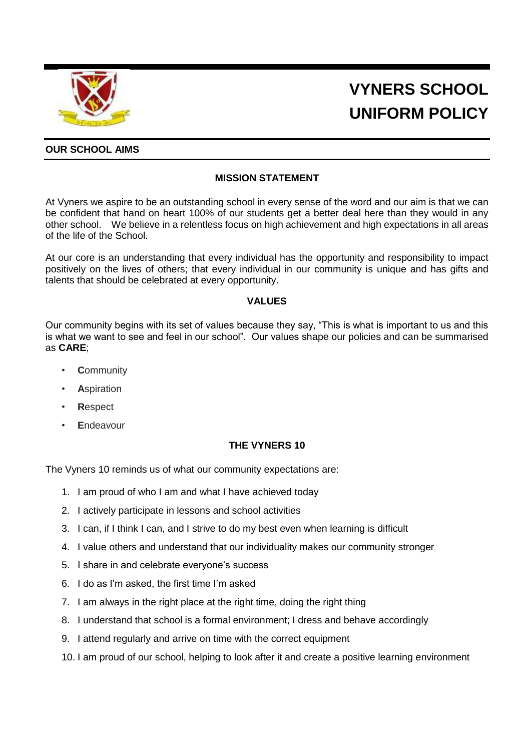# VYNERS SCHOOL UNIFORM POLICY

## OUR SCHOOL AIMS

### MISSION STATEMENT

At Vyners we aspire to be an outstanding school in every sense of the word and our aim is that we can be confident that hand on heart 100% of our students get a better deal here than they would in any other school. We believe in a relentless focus on high achievement and high expectations in all areas of the life of the School.

At our core is an understanding that every individual has the opportunity and responsibility to impact positively on the lives of others; that every individual in our community is unique and has gifts and talents that should be celebrated at every opportunity.

### VALUES

Our community begins with its set of values because they say, "This is what is important to us and this is what we want to see and feel in our school". Our values shape our policies and can be summarised as **CARE**;

- **C**ommunity
- **A**spiration
- **R**espect
- **E**ndeavour

### THE VYNERS 10

The Vyners 10 reminds us of what our community expectations are:

1. I am proud of who I am and what I have achieved today
2. I actively participate in lessons and school activities
3. I can, if I think I can, and I strive to do my best even when learning is difficult
4. I value others and understand that our individuality makes our community stronger
5. I share in and celebrate everyone's success
6. I do as I'm asked, the first time I'm asked
7. I am always in the right place at the right time, doing the right thing
8. I understand that school is a formal environment; I dress and behave accordingly
9. I attend regularly and arrive on time with the correct equipment
10. I am proud of our school, helping to look after it and create a positive learning environment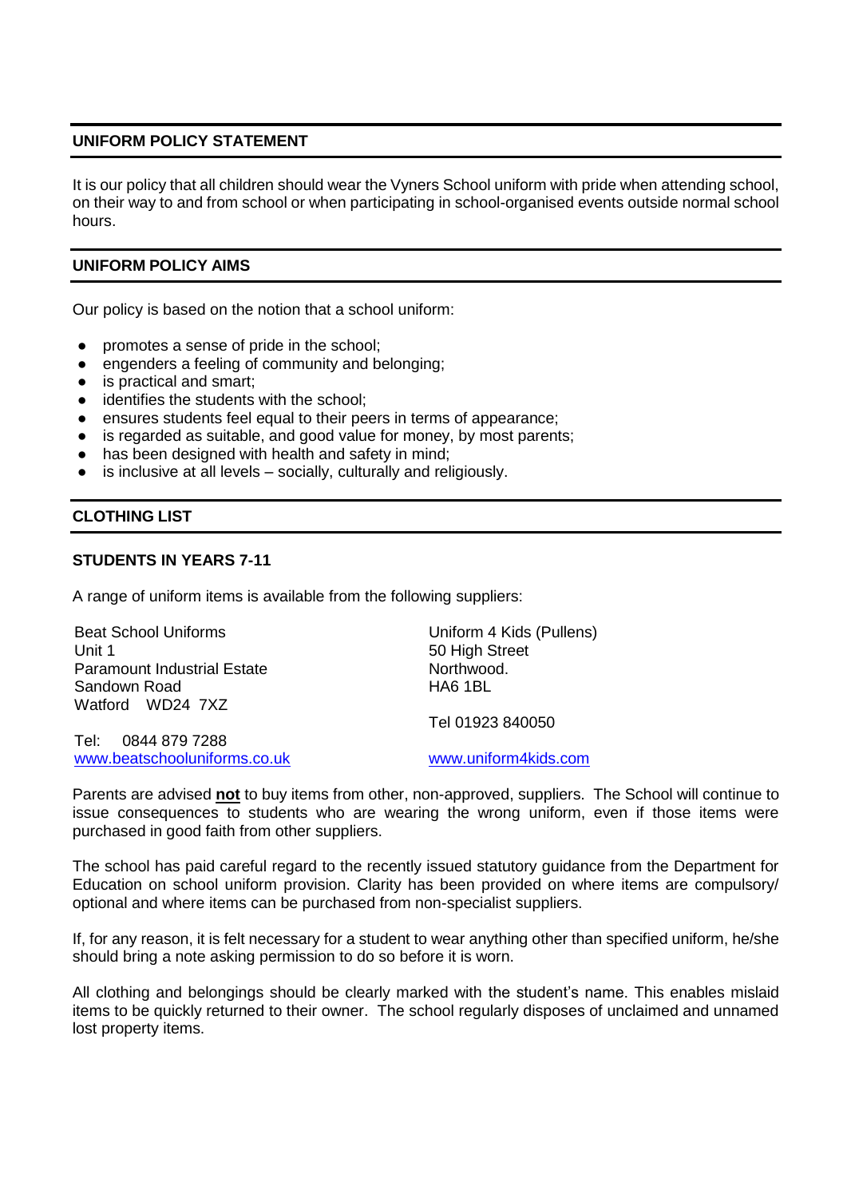## UNIFORM POLICY STATEMENT

It is our policy that all children should wear the Vyners School uniform with pride when attending school, on their way to and from school or when participating in school-organised events outside normal school hours.

## UNIFORM POLICY AIMS

Our policy is based on the notion that a school uniform:

- promotes a sense of pride in the school;
- engenders a feeling of community and belonging;
- is practical and smart;
- identifies the students with the school;
- ensures students feel equal to their peers in terms of appearance;
- is regarded as suitable, and good value for money, by most parents;
- has been designed with health and safety in mind;
- is inclusive at all levels – socially, culturally and religiously.

## CLOTHING LIST

### STUDENTS IN YEARS 7-11

A range of uniform items is available from the following suppliers:

Beat School Uniforms
Unit 1
Paramount Industrial Estate
Sandown Road
Watford WD24 7XZ

Tel: 0844 879 7288
www.beatschooluniforms.co.uk

Uniform 4 Kids (Pullens)
50 High Street
Northwood.
HA6 1BL

Tel 01923 840050

www.uniform4kids.com

Parents are advised **not** to buy items from other, non-approved, suppliers. The School will continue to issue consequences to students who are wearing the wrong uniform, even if those items were purchased in good faith from other suppliers.

The school has paid careful regard to the recently issued statutory guidance from the Department for Education on school uniform provision. Clarity has been provided on where items are compulsory/ optional and where items can be purchased from non-specialist suppliers.

If, for any reason, it is felt necessary for a student to wear anything other than specified uniform, he/she should bring a note asking permission to do so before it is worn.

All clothing and belongings should be clearly marked with the student's name. This enables mislaid items to be quickly returned to their owner. The school regularly disposes of unclaimed and unnamed lost property items.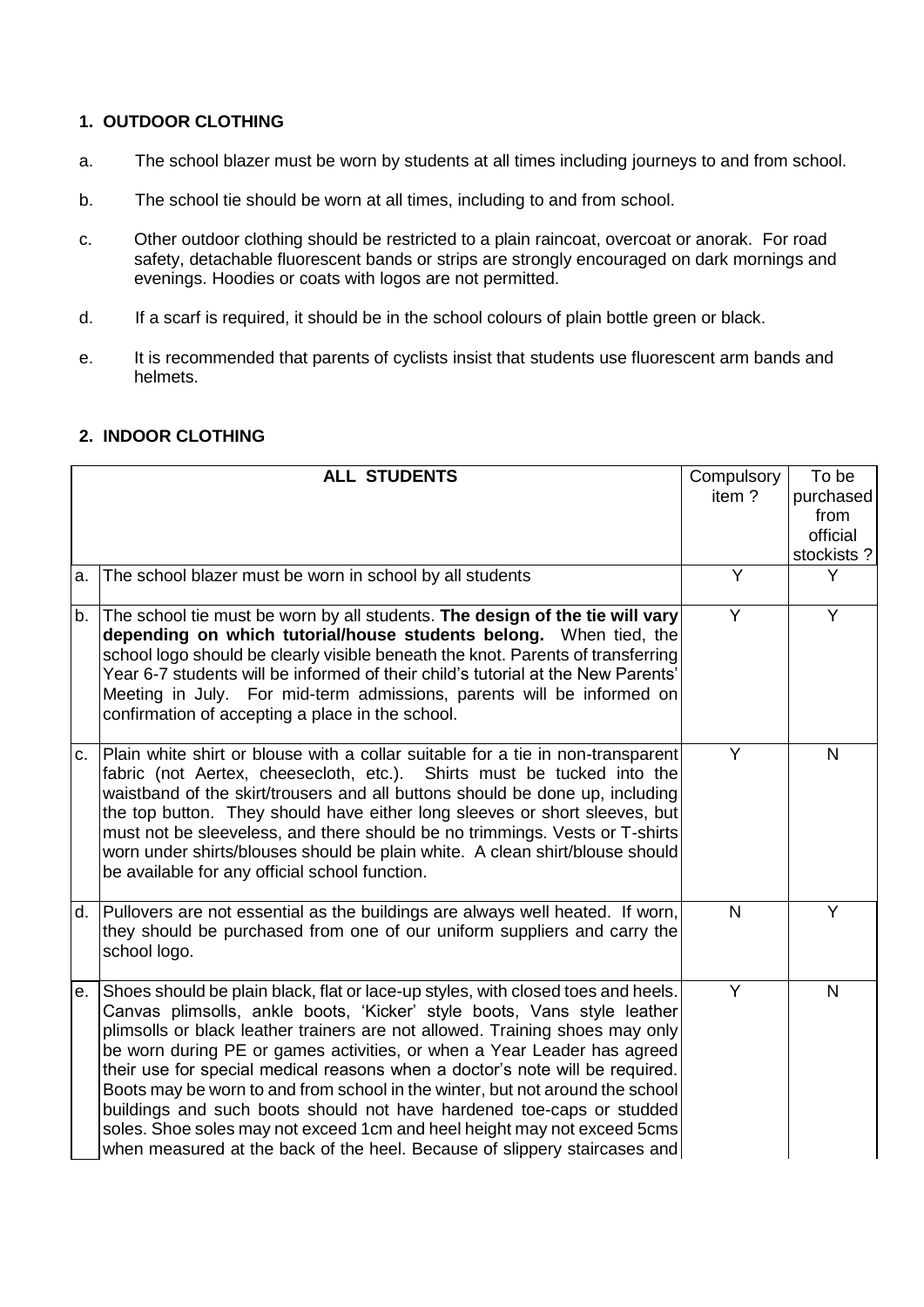## 1. OUTDOOR CLOTHING

a. The school blazer must be worn by students at all times including journeys to and from school.

b. The school tie should be worn at all times, including to and from school.

c. Other outdoor clothing should be restricted to a plain raincoat, overcoat or anorak. For road safety, detachable fluorescent bands or strips are strongly encouraged on dark mornings and evenings. Hoodies or coats with logos are not permitted.

d. If a scarf is required, it should be in the school colours of plain bottle green or black.

e. It is recommended that parents of cyclists insist that students use fluorescent arm bands and helmets.

## 2. INDOOR CLOTHING

| | ALL STUDENTS | Compulsory item ? | To be purchased from official stockists ? |
|---|---|---|---|
| a. | The school blazer must be worn in school by all students | Y | Y |
| b. | The school tie must be worn by all students. **The design of the tie will vary depending on which tutorial/house students belong.** When tied, the school logo should be clearly visible beneath the knot. Parents of transferring Year 6-7 students will be informed of their child's tutorial at the New Parents' Meeting in July. For mid-term admissions, parents will be informed on confirmation of accepting a place in the school. | Y | Y |
| c. | Plain white shirt or blouse with a collar suitable for a tie in non-transparent fabric (not Aertex, cheesecloth, etc.). Shirts must be tucked into the waistband of the skirt/trousers and all buttons should be done up, including the top button. They should have either long sleeves or short sleeves, but must not be sleeveless, and there should be no trimmings. Vests or T-shirts worn under shirts/blouses should be plain white. A clean shirt/blouse should be available for any official school function. | Y | N |
| d. | Pullovers are not essential as the buildings are always well heated. If worn, they should be purchased from one of our uniform suppliers and carry the school logo. | N | Y |
| e. | Shoes should be plain black, flat or lace-up styles, with closed toes and heels. Canvas plimsolls, ankle boots, 'Kicker' style boots, Vans style leather plimsolls or black leather trainers are not allowed. Training shoes may only be worn during PE or games activities, or when a Year Leader has agreed their use for special medical reasons when a doctor's note will be required. Boots may be worn to and from school in the winter, but not around the school buildings and such boots should not have hardened toe-caps or studded soles. Shoe soles may not exceed 1cm and heel height may not exceed 5cms when measured at the back of the heel. Because of slippery staircases and | Y | N |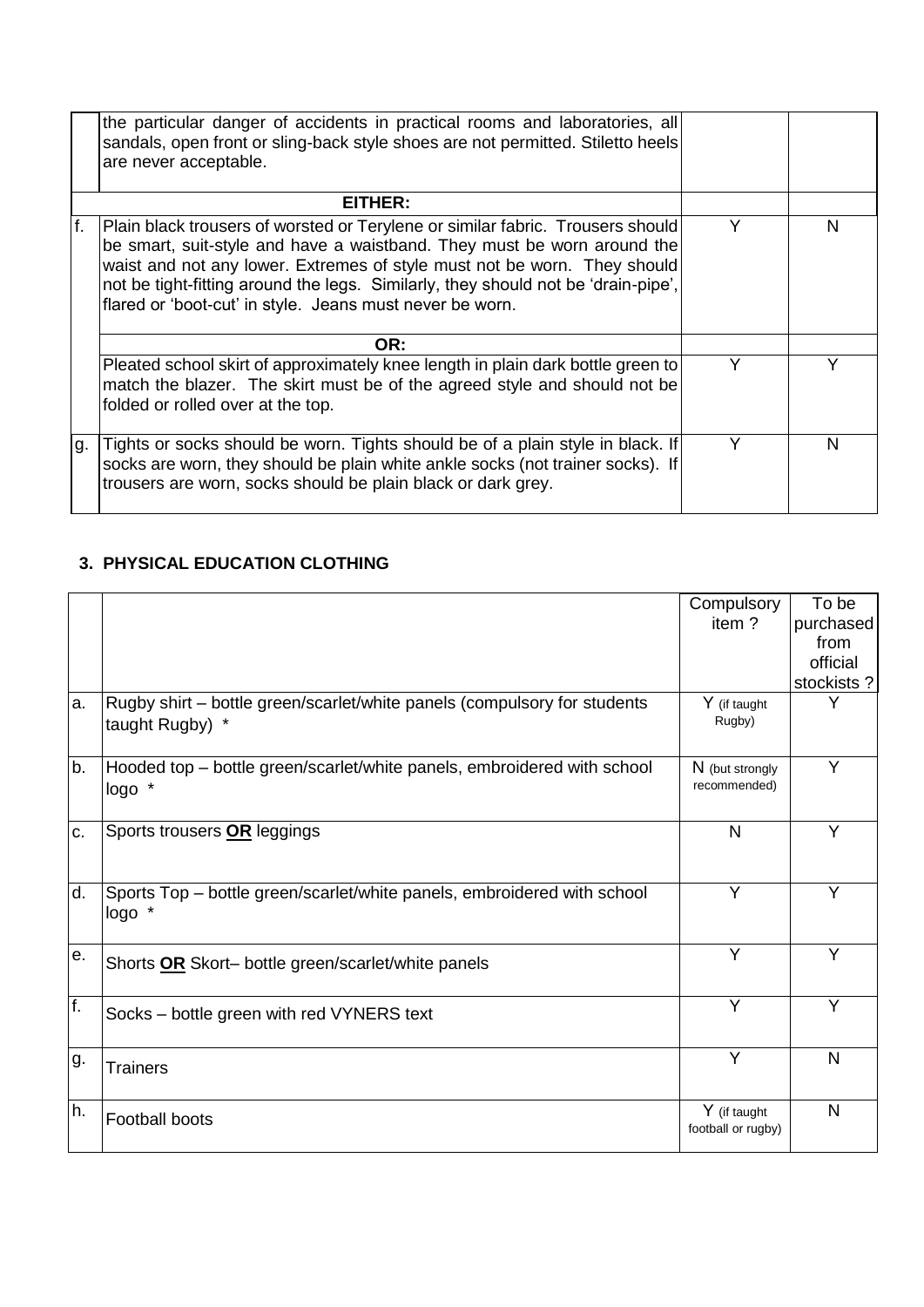| | | | |
|---|---|---|---|
| | the particular danger of accidents in practical rooms and laboratories, all sandals, open front or sling-back style shoes are not permitted. Stiletto heels are never acceptable. | | |
| | **EITHER:** | | |
| f. | Plain black trousers of worsted or Terylene or similar fabric. Trousers should be smart, suit-style and have a waistband. They must be worn around the waist and not any lower. Extremes of style must not be worn. They should not be tight-fitting around the legs. Similarly, they should not be 'drain-pipe', flared or 'boot-cut' in style. Jeans must never be worn. | Y | N |
| | **OR:** | | |
| | Pleated school skirt of approximately knee length in plain dark bottle green to match the blazer. The skirt must be of the agreed style and should not be folded or rolled over at the top. | Y | Y |
| g. | Tights or socks should be worn. Tights should be of a plain style in black. If socks are worn, they should be plain white ankle socks (not trainer socks). If trousers are worn, socks should be plain black or dark grey. | Y | N |

## 3. PHYSICAL EDUCATION CLOTHING

| | | Compulsory item ? | To be purchased from official stockists ? |
|---|---|---|---|
| a. | Rugby shirt – bottle green/scarlet/white panels (compulsory for students taught Rugby) * | Y (if taught Rugby) | Y |
| b. | Hooded top – bottle green/scarlet/white panels, embroidered with school logo * | N (but strongly recommended) | Y |
| c. | Sports trousers **OR** leggings | N | Y |
| d. | Sports Top – bottle green/scarlet/white panels, embroidered with school logo * | Y | Y |
| e. | Shorts **OR** Skort– bottle green/scarlet/white panels | Y | Y |
| f. | Socks – bottle green with red VYNERS text | Y | Y |
| g. | Trainers | Y | N |
| h. | Football boots | Y (if taught football or rugby) | N |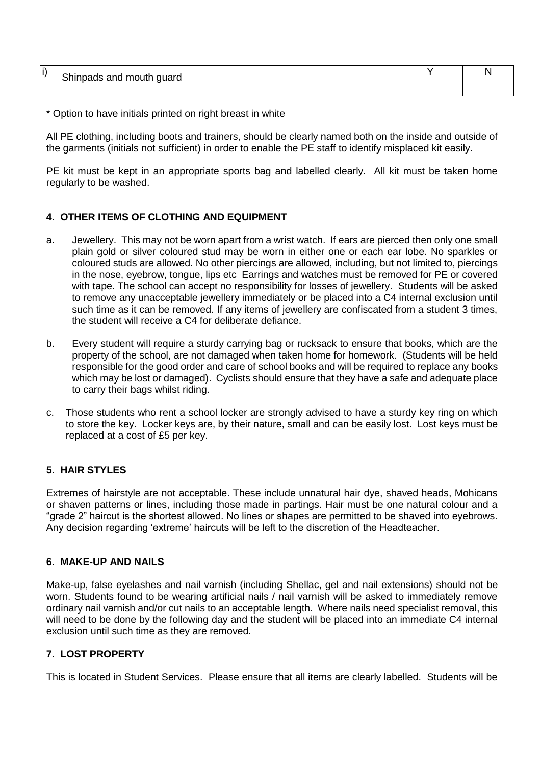| i) | Shinpads and mouth guard | Y | N |
|---|---|---|---|

\* Option to have initials printed on right breast in white

All PE clothing, including boots and trainers, should be clearly named both on the inside and outside of the garments (initials not sufficient) in order to enable the PE staff to identify misplaced kit easily.

PE kit must be kept in an appropriate sports bag and labelled clearly. All kit must be taken home regularly to be washed.

## 4. OTHER ITEMS OF CLOTHING AND EQUIPMENT

a. Jewellery. This may not be worn apart from a wrist watch. If ears are pierced then only one small plain gold or silver coloured stud may be worn in either one or each ear lobe. No sparkles or coloured studs are allowed. No other piercings are allowed, including, but not limited to, piercings in the nose, eyebrow, tongue, lips etc Earrings and watches must be removed for PE or covered with tape. The school can accept no responsibility for losses of jewellery. Students will be asked to remove any unacceptable jewellery immediately or be placed into a C4 internal exclusion until such time as it can be removed. If any items of jewellery are confiscated from a student 3 times, the student will receive a C4 for deliberate defiance.

b. Every student will require a sturdy carrying bag or rucksack to ensure that books, which are the property of the school, are not damaged when taken home for homework. (Students will be held responsible for the good order and care of school books and will be required to replace any books which may be lost or damaged). Cyclists should ensure that they have a safe and adequate place to carry their bags whilst riding.

c. Those students who rent a school locker are strongly advised to have a sturdy key ring on which to store the key. Locker keys are, by their nature, small and can be easily lost. Lost keys must be replaced at a cost of £5 per key.

## 5. HAIR STYLES

Extremes of hairstyle are not acceptable. These include unnatural hair dye, shaved heads, Mohicans or shaven patterns or lines, including those made in partings. Hair must be one natural colour and a "grade 2" haircut is the shortest allowed. No lines or shapes are permitted to be shaved into eyebrows. Any decision regarding 'extreme' haircuts will be left to the discretion of the Headteacher.

## 6. MAKE-UP AND NAILS

Make-up, false eyelashes and nail varnish (including Shellac, gel and nail extensions) should not be worn. Students found to be wearing artificial nails / nail varnish will be asked to immediately remove ordinary nail varnish and/or cut nails to an acceptable length. Where nails need specialist removal, this will need to be done by the following day and the student will be placed into an immediate C4 internal exclusion until such time as they are removed.

## 7. LOST PROPERTY

This is located in Student Services. Please ensure that all items are clearly labelled. Students will be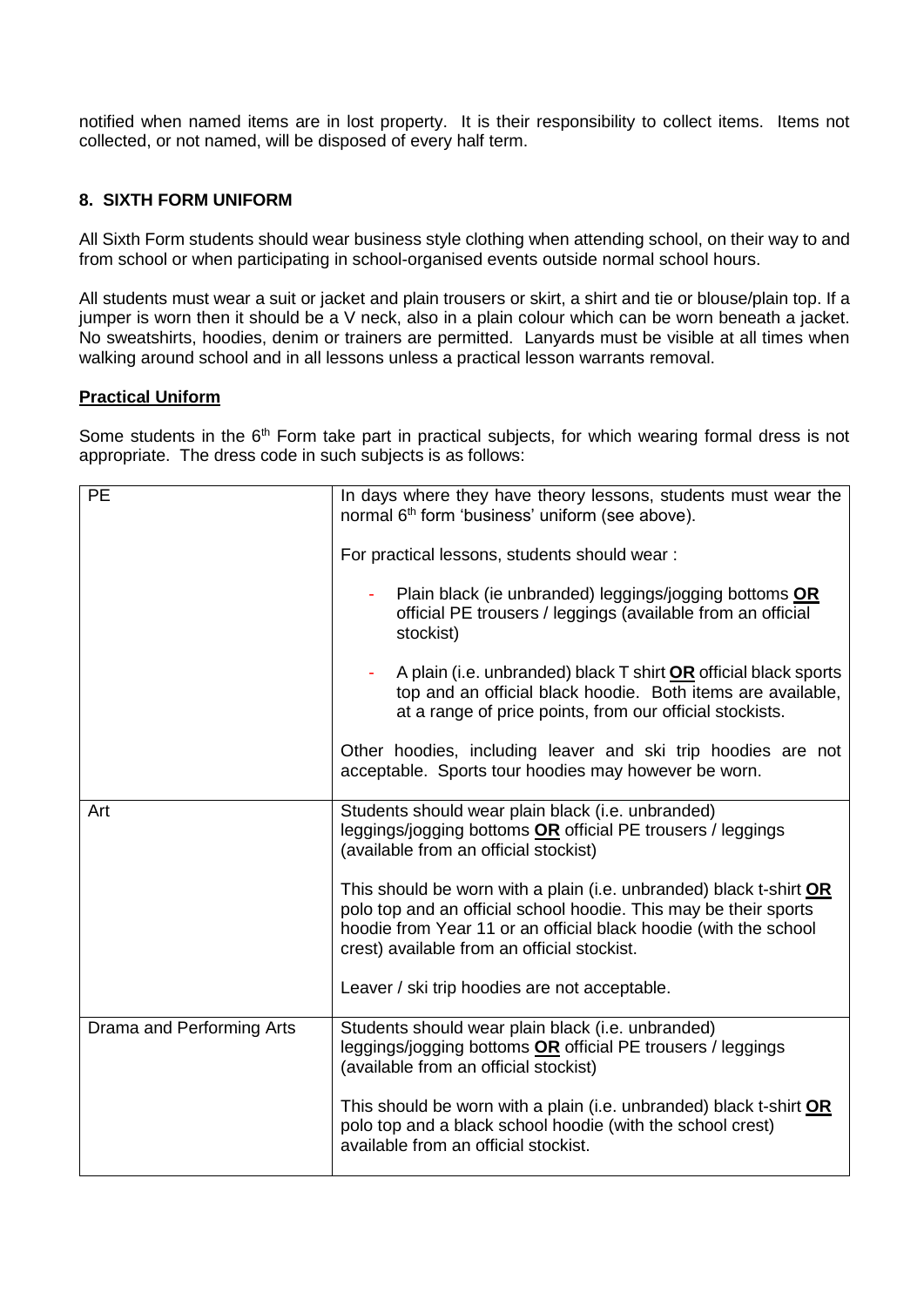notified when named items are in lost property. It is their responsibility to collect items. Items not collected, or not named, will be disposed of every half term.

## 8. SIXTH FORM UNIFORM

All Sixth Form students should wear business style clothing when attending school, on their way to and from school or when participating in school-organised events outside normal school hours.

All students must wear a suit or jacket and plain trousers or skirt, a shirt and tie or blouse/plain top. If a jumper is worn then it should be a V neck, also in a plain colour which can be worn beneath a jacket. No sweatshirts, hoodies, denim or trainers are permitted. Lanyards must be visible at all times when walking around school and in all lessons unless a practical lesson warrants removal.

### Practical Uniform

Some students in the 6th Form take part in practical subjects, for which wearing formal dress is not appropriate. The dress code in such subjects is as follows:

| | |
|---|---|
| PE | In days where they have theory lessons, students must wear the normal 6th form 'business' uniform (see above).<br><br>For practical lessons, students should wear :<br><br>- Plain black (ie unbranded) leggings/jogging bottoms **OR** official PE trousers / leggings (available from an official stockist)<br>- A plain (i.e. unbranded) black T shirt **OR** official black sports top and an official black hoodie. Both items are available, at a range of price points, from our official stockists.<br><br>Other hoodies, including leaver and ski trip hoodies are not acceptable. Sports tour hoodies may however be worn. |
| Art | Students should wear plain black (i.e. unbranded) leggings/jogging bottoms **OR** official PE trousers / leggings (available from an official stockist)<br><br>This should be worn with a plain (i.e. unbranded) black t-shirt **OR** polo top and an official school hoodie. This may be their sports hoodie from Year 11 or an official black hoodie (with the school crest) available from an official stockist.<br><br>Leaver / ski trip hoodies are not acceptable. |
| Drama and Performing Arts | Students should wear plain black (i.e. unbranded) leggings/jogging bottoms **OR** official PE trousers / leggings (available from an official stockist)<br><br>This should be worn with a plain (i.e. unbranded) black t-shirt **OR** polo top and a black school hoodie (with the school crest) available from an official stockist. |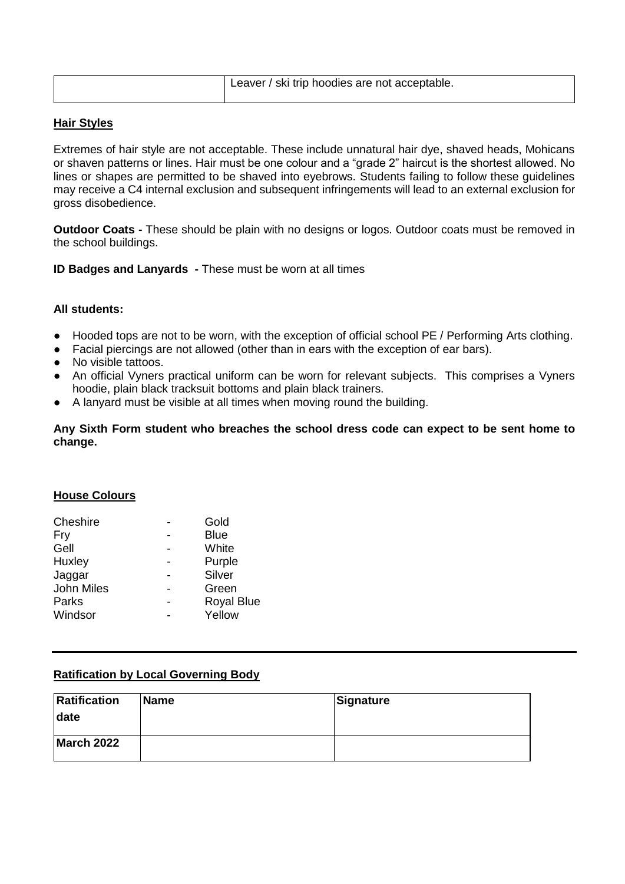| | |
|---|---|
| | Leaver / ski trip hoodies are not acceptable. |

**Hair Styles**

Extremes of hair style are not acceptable. These include unnatural hair dye, shaved heads, Mohicans or shaven patterns or lines. Hair must be one colour and a "grade 2" haircut is the shortest allowed. No lines or shapes are permitted to be shaved into eyebrows. Students failing to follow these guidelines may receive a C4 internal exclusion and subsequent infringements will lead to an external exclusion for gross disobedience.

**Outdoor Coats -** These should be plain with no designs or logos. Outdoor coats must be removed in the school buildings.

**ID Badges and Lanyards -** These must be worn at all times

**All students:**

- Hooded tops are not to be worn, with the exception of official school PE / Performing Arts clothing.
- Facial piercings are not allowed (other than in ears with the exception of ear bars).
- No visible tattoos.
- An official Vyners practical uniform can be worn for relevant subjects. This comprises a Vyners hoodie, plain black tracksuit bottoms and plain black trainers.
- A lanyard must be visible at all times when moving round the building.

**Any Sixth Form student who breaches the school dress code can expect to be sent home to change.**

**House Colours**

Cheshire - Gold
Fry - Blue
Gell - White
Huxley - Purple
Jaggar - Silver
John Miles - Green
Parks - Royal Blue
Windsor - Yellow

---

**Ratification by Local Governing Body**

| Ratification date | Name | Signature |
|---|---|---|
| March 2022 | | |